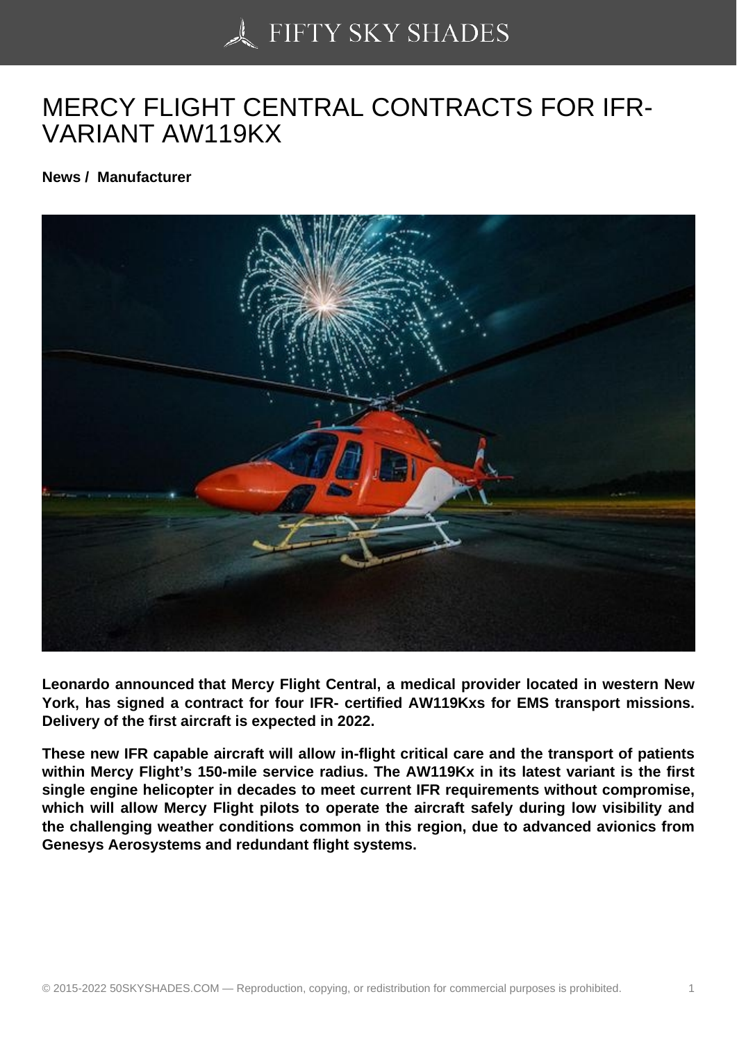# MERCY FLIGHT CENTRAL CONTRACTS FOR IFR-VARIANT AW119KX

**News / Manufacturer**

**Leonardo announced that Mercy Flight Central, a medical provider located in western New York, has signed a contract for four IFR- certified AW119Kxs for EMS transport missions. Delivery of the first aircraft is expected in 2022.**

**These new IFR capable aircraft will allow in-flight critical care and the transport of patients within Mercy Flight's 150-mile service radius. The AW119Kx in its latest variant is the first single engine helicopter in decades to meet current IFR requirements without compromise, which will allow Mercy Flight pilots to operate the aircraft safely during low visibility and the challenging weather conditions common in this region, due to advanced avionics from Genesys Aerosystems and redundant flight systems.**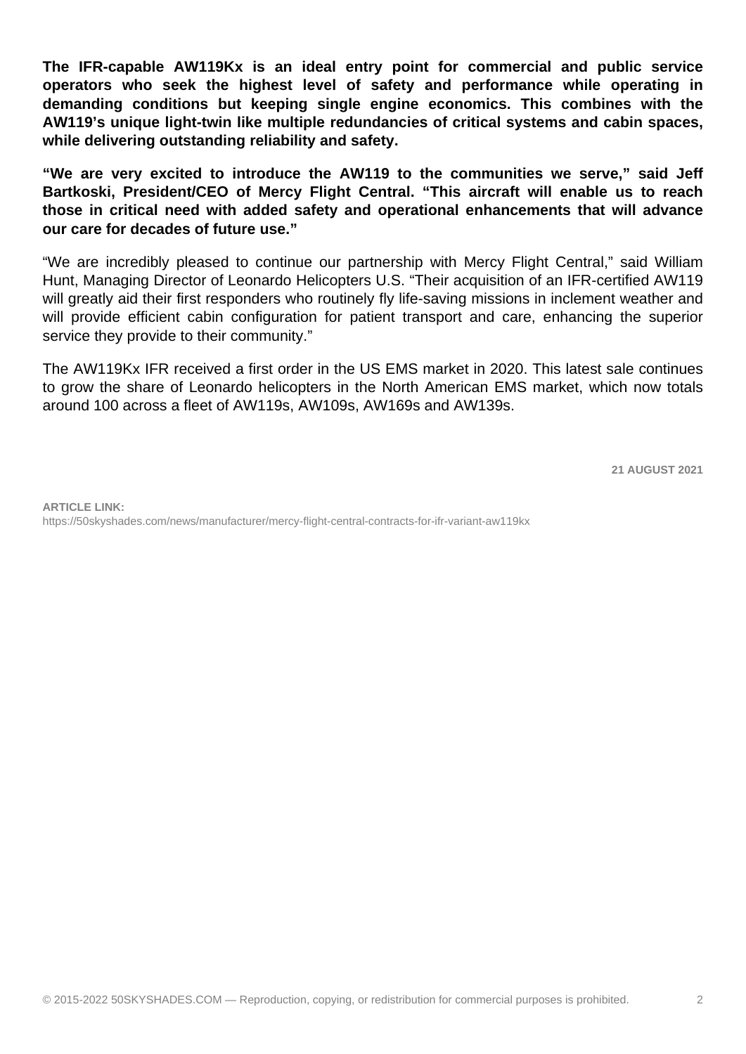**The IFR-capable AW119Kx is an ideal entry point for commercial and public service operators who seek the highest level of safety and performance while operating in demanding conditions but keeping single engine economics. This combines with the AW119's unique light-twin like multiple redundancies of critical systems and cabin spaces, while delivering outstanding reliability and safety.**

**"We are very excited to introduce the AW119 to the communities we serve," said Jeff Bartkoski, President/CEO of Mercy Flight Central. "This aircraft will enable us to reach those in critical need with added safety and operational enhancements that will advance our care for decades of future use."**

"We are incredibly pleased to continue our partnership with Mercy Flight Central," said William Hunt, Managing Director of Leonardo Helicopters U.S. "Their acquisition of an IFR-certified AW119 will greatly aid their first responders who routinely fly life-saving missions in inclement weather and will provide efficient cabin configuration for patient transport and care, enhancing the superior service they provide to their community."

The AW119Kx IFR received a first order in the US EMS market in 2020. This latest sale continues to grow the share of Leonardo helicopters in the North American EMS market, which now totals around 100 across a fleet of AW119s, AW109s, AW169s and AW139s.

**21 AUGUST 2021**

**ARTICLE LINK:**
https://50skyshades.com/news/manufacturer/mercy-flight-central-contracts-for-ifr-variant-aw119kx